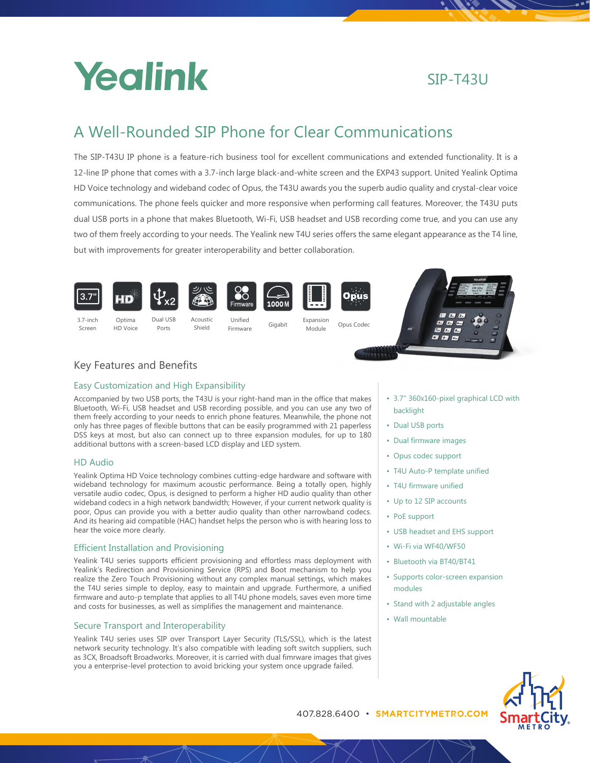# Yealink

SIP-T43U

## A Well-Rounded SIP Phone for Clear Communications

The SIP-T43U IP phone is a feature-rich business tool for excellent communications and extended functionality. It is a 12-line IP phone that comes with a 3.7-inch large black-and-white screen and the EXP43 support. United Yealink Optima HD Voice technology and wideband codec of Opus, the T43U awards you the superb audio quality and crystal-clear voice communications. The phone feels quicker and more responsive when performing call features. Moreover, the T43U puts dual USB ports in a phone that makes Bluetooth, Wi-Fi, USB headset and USB recording come true, and you can use any two of them freely according to your needs. The Yealink new T4U series offers the same elegant appearance as the T4 line, but with improvements for greater interoperability and better collaboration.

3.7-inch Screen | Optima HD Voice | Dual USB Ports | Acoustic Shield | Unified Firmware | Gigabit | Expansion Module | Opus Codec

## Key Features and Benefits

### Easy Customization and High Expansibility

Accompanied by two USB ports, the T43U is your right-hand man in the office that makes Bluetooth, Wi-Fi, USB headset and USB recording possible, and you can use any two of them freely according to your needs to enrich phone features. Meanwhile, the phone not only has three pages of flexible buttons that can be easily programmed with 21 paperless DSS keys at most, but also can connect up to three expansion modules, for up to 180 additional buttons with a screen-based LCD display and LED system.

### HD Audio

Yealink Optima HD Voice technology combines cutting-edge hardware and software with wideband technology for maximum acoustic performance. Being a totally open, highly versatile audio codec, Opus, is designed to perform a higher HD audio quality than other wideband codecs in a high network bandwidth; However, if your current network quality is poor, Opus can provide you with a better audio quality than other narrowband codecs. And its hearing aid compatible (HAC) handset helps the person who is with hearing loss to hear the voice more clearly.

### Efficient Installation and Provisioning

Yealink T4U series supports efficient provisioning and effortless mass deployment with Yealink's Redirection and Provisioning Service (RPS) and Boot mechanism to help you realize the Zero Touch Provisioning without any complex manual settings, which makes the T4U series simple to deploy, easy to maintain and upgrade. Furthermore, a unified firmware and auto-p template that applies to all T4U phone models, saves even more time and costs for businesses, as well as simplifies the management and maintenance.

### Secure Transport and Interoperability

Yealink T4U series uses SIP over Transport Layer Security (TLS/SSL), which is the latest network security technology. It's also compatible with leading soft switch suppliers, such as 3CX, Broadsoft Broadworks. Moreover, it is carried with dual fimrware images that gives you a enterprise-level protection to avoid bricking your system once upgrade failed.

- 3.7" 360x160-pixel graphical LCD with backlight
- Dual USB ports
- Dual firmware images
- Opus codec support
- T4U Auto-P template unified
- T4U firmware unified
- Up to 12 SIP accounts
- PoE support
- USB headset and EHS support
- Wi-Fi via WF40/WF50
- Bluetooth via BT40/BT41
- Supports color-screen expansion modules
- Stand with 2 adjustable angles
- Wall mountable

407.828.6400 • SMARTCITYMETRO.COM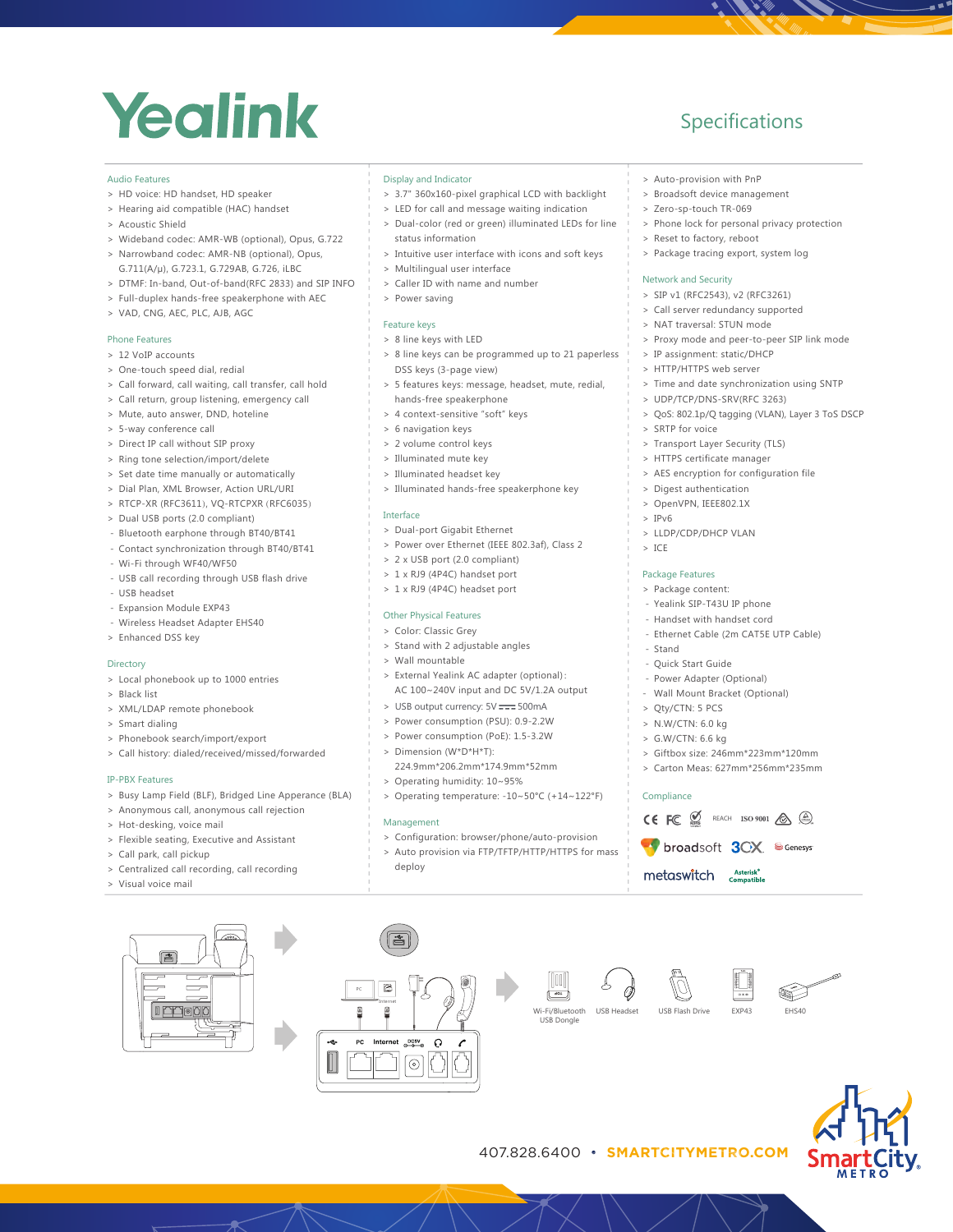# Yealink

## Specifications

### Audio Features

- HD voice: HD handset, HD speaker
- Hearing aid compatible (HAC) handset
- Acoustic Shield
- Wideband codec: AMR-WB (optional), Opus, G.722
- Narrowband codec: AMR-NB (optional), Opus, G.711(A/μ), G.723.1, G.729AB, G.726, iLBC
- DTMF: In-band, Out-of-band(RFC 2833) and SIP INFO
- Full-duplex hands-free speakerphone with AEC
- VAD, CNG, AEC, PLC, AJB, AGC

### Phone Features

- 12 VoIP accounts
- One-touch speed dial, redial
- Call forward, call waiting, call transfer, call hold
- Call return, group listening, emergency call
- Mute, auto answer, DND, hoteline
- 5-way conference call
- Direct IP call without SIP proxy
- Ring tone selection/import/delete
- Set date time manually or automatically
- Dial Plan, XML Browser, Action URL/URI
- RTCP-XR (RFC3611), VQ-RTCPXR (RFC6035)
- Dual USB ports (2.0 compliant)
  - Bluetooth earphone through BT40/BT41
  - Contact synchronization through BT40/BT41
  - Wi-Fi through WF40/WF50
  - USB call recording through USB flash drive
  - USB headset
  - Expansion Module EXP43
  - Wireless Headset Adapter EHS40
- Enhanced DSS key

### Directory

- Local phonebook up to 1000 entries
- Black list
- XML/LDAP remote phonebook
- Smart dialing
- Phonebook search/import/export
- Call history: dialed/received/missed/forwarded

### IP-PBX Features

- Busy Lamp Field (BLF), Bridged Line Apperance (BLA)
- Anonymous call, anonymous call rejection
- Hot-desking, voice mail
- Flexible seating, Executive and Assistant
- Call park, call pickup
- Centralized call recording, call recording
- Visual voice mail

### Display and Indicator

- 3.7" 360x160-pixel graphical LCD with backlight
- LED for call and message waiting indication
- Dual-color (red or green) illuminated LEDs for line status information
- Intuitive user interface with icons and soft keys
- Multilingual user interface
- Caller ID with name and number
- Power saving

### Feature keys

- 8 line keys with LED
- 8 line keys can be programmed up to 21 paperless DSS keys (3-page view)
- 5 features keys: message, headset, mute, redial, hands-free speakerphone
- 4 context-sensitive "soft" keys
- 6 navigation keys
- 2 volume control keys
- Illuminated mute key
- Illuminated headset key
- Illuminated hands-free speakerphone key

### Interface

- Dual-port Gigabit Ethernet
- Power over Ethernet (IEEE 802.3af), Class 2
- 2 x USB port (2.0 compliant)
- 1 x RJ9 (4P4C) handset port
- 1 x RJ9 (4P4C) headset port

### Other Physical Features

- Color: Classic Grey
- Stand with 2 adjustable angles
- Wall mountable
- External Yealink AC adapter (optional): AC 100~240V input and DC 5V/1.2A output
- USB output currency: 5V ⎓ 500mA
- Power consumption (PSU): 0.9-2.2W
- Power consumption (PoE): 1.5-3.2W
- Dimension (W*D*H*T): 224.9mm*206.2mm*174.9mm*52mm
- Operating humidity: 10~95%
- Operating temperature: -10~50°C (+14~122°F)

### Management

- Configuration: browser/phone/auto-provision
- Auto provision via FTP/TFTP/HTTP/HTTPS for mass deploy
- Auto-provision with PnP
- Broadsoft device management
- Zero-sp-touch TR-069
- Phone lock for personal privacy protection
- Reset to factory, reboot
- Package tracing export, system log

### Network and Security

- SIP v1 (RFC2543), v2 (RFC3261)
- Call server redundancy supported
- NAT traversal: STUN mode
- Proxy mode and peer-to-peer SIP link mode
- IP assignment: static/DHCP
- HTTP/HTTPS web server
- Time and date synchronization using SNTP
- UDP/TCP/DNS-SRV(RFC 3263)
- QoS: 802.1p/Q tagging (VLAN), Layer 3 ToS DSCP
- SRTP for voice
- Transport Layer Security (TLS)
- HTTPS certificate manager
- AES encryption for configuration file
- Digest authentication
- OpenVPN, IEEE802.1X
- IPv6
- LLDP/CDP/DHCP VLAN
- ICE

### Package Features

- Package content:
  - Yealink SIP-T43U IP phone
  - Handset with handset cord
  - Ethernet Cable (2m CAT5E UTP Cable)
  - Stand
  - Quick Start Guide
  - Power Adapter (Optional)
  - Wall Mount Bracket (Optional)
- Qty/CTN: 5 PCS
- N.W/CTN: 6.0 kg
- G.W/CTN: 6.6 kg
- Giftbox size: 246mm*223mm*120mm
- Carton Meas: 627mm*256mm*235mm

### Compliance

CE FC REACH ISO 9001

broadsoft 3CX Genesys metaswitch Asterisk Compatible

PC Internet DC5V

Wi-Fi/Bluetooth USB Dongle | USB Headset | USB Flash Drive | EXP43 | EHS40

407.828.6400 • SMARTCITYMETRO.COM

SmartCity METRO